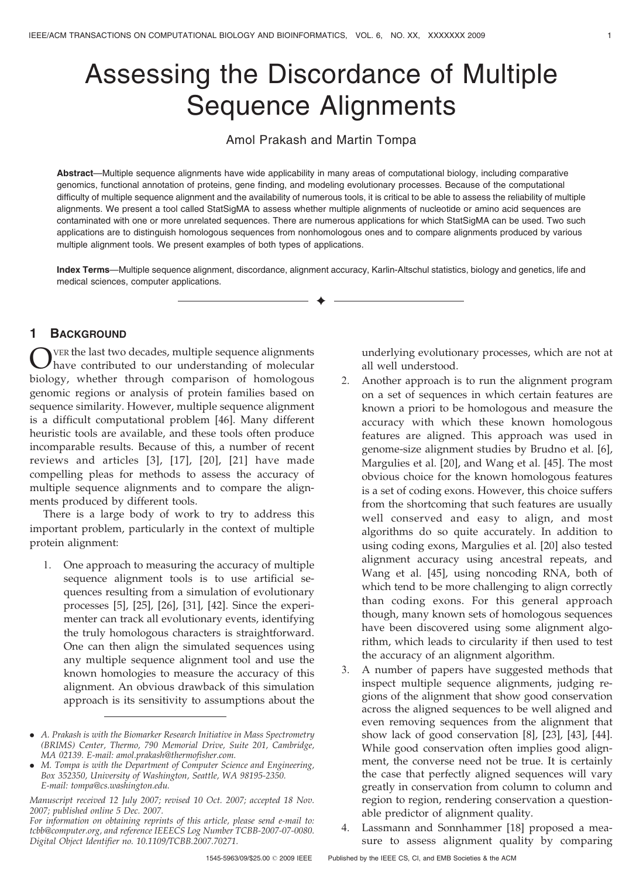# Assessing the Discordance of Multiple Sequence Alignments

Amol Prakash and Martin Tompa

**Abstract**—Multiple sequence alignments have wide applicability in many areas of computational biology, including comparative genomics, functional annotation of proteins, gene finding, and modeling evolutionary processes. Because of the computational difficulty of multiple sequence alignment and the availability of numerous tools, it is critical to be able to assess the reliability of multiple alignments. We present a tool called StatSigMA to assess whether multiple alignments of nucleotide or amino acid sequences are contaminated with one or more unrelated sequences. There are numerous applications for which StatSigMA can be used. Two such applications are to distinguish homologous sequences from nonhomologous ones and to compare alignments produced by various multiple alignment tools. We present examples of both types of applications.

**Index Terms**—Multiple sequence alignment, discordance, alignment accuracy, Karlin-Altschul statistics, biology and genetics, life and medical sciences, computer applications.

## 1 Background

Over the last two decades, multiple sequence alignments have contributed to our understanding of molecular biology, whether through comparison of homologous genomic regions or analysis of protein families based on sequence similarity. However, multiple sequence alignment is a difficult computational problem [46]. Many different heuristic tools are available, and these tools often produce incomparable results. Because of this, a number of recent reviews and articles [3], [17], [20], [21] have made compelling pleas for methods to assess the accuracy of multiple sequence alignments and to compare the alignments produced by different tools.

There is a large body of work to try to address this important problem, particularly in the context of multiple protein alignment:

1. One approach to measuring the accuracy of multiple sequence alignment tools is to use artificial sequences resulting from a simulation of evolutionary processes [5], [25], [26], [31], [42]. Since the experimenter can track all evolutionary events, identifying the truly homologous characters is straightforward. One can then align the simulated sequences using any multiple sequence alignment tool and use the known homologies to measure the accuracy of this alignment. An obvious drawback of this simulation approach is its sensitivity to assumptions about the underlying evolutionary processes, which are not at all well understood.
2. Another approach is to run the alignment program on a set of sequences in which certain features are known a priori to be homologous and measure the accuracy with which these known homologous features are aligned. This approach was used in genome-size alignment studies by Brudno et al. [6], Margulies et al. [20], and Wang et al. [45]. The most obvious choice for the known homologous features is a set of coding exons. However, this choice suffers from the shortcoming that such features are usually well conserved and easy to align, and most algorithms do so quite accurately. In addition to using coding exons, Margulies et al. [20] also tested alignment accuracy using ancestral repeats, and Wang et al. [45], using noncoding RNA, both of which tend to be more challenging to align correctly than coding exons. For this general approach though, many known sets of homologous sequences have been discovered using some alignment algorithm, which leads to circularity if then used to test the accuracy of an alignment algorithm.
3. A number of papers have suggested methods that inspect multiple sequence alignments, judging regions of the alignment that show good conservation across the aligned sequences to be well aligned and even removing sequences from the alignment that show lack of good conservation [8], [23], [43], [44]. While good conservation often implies good alignment, the converse need not be true. It is certainly the case that perfectly aligned sequences will vary greatly in conservation from column to column and region to region, rendering conservation a questionable predictor of alignment quality.
4. Lassmann and Sonnhammer [18] proposed a measure to assess alignment quality by comparing

---

- *A. Prakash is with the Biomarker Research Initiative in Mass Spectrometry (BRIMS) Center, Thermo, 790 Memorial Drive, Suite 201, Cambridge, MA 02139. E-mail: amol.prakash@thermofisher.com.*
- *M. Tompa is with the Department of Computer Science and Engineering, Box 352350, University of Washington, Seattle, WA 98195-2350. E-mail: tompa@cs.washington.edu.*

*Manuscript received 12 July 2007; revised 10 Oct. 2007; accepted 18 Nov. 2007; published online 5 Dec. 2007.*
*For information on obtaining reprints of this article, please send e-mail to: tcbb@computer.org, and reference IEEECS Log Number TCBB-2007-07-0080. Digital Object Identifier no. 10.1109/TCBB.2007.70271.*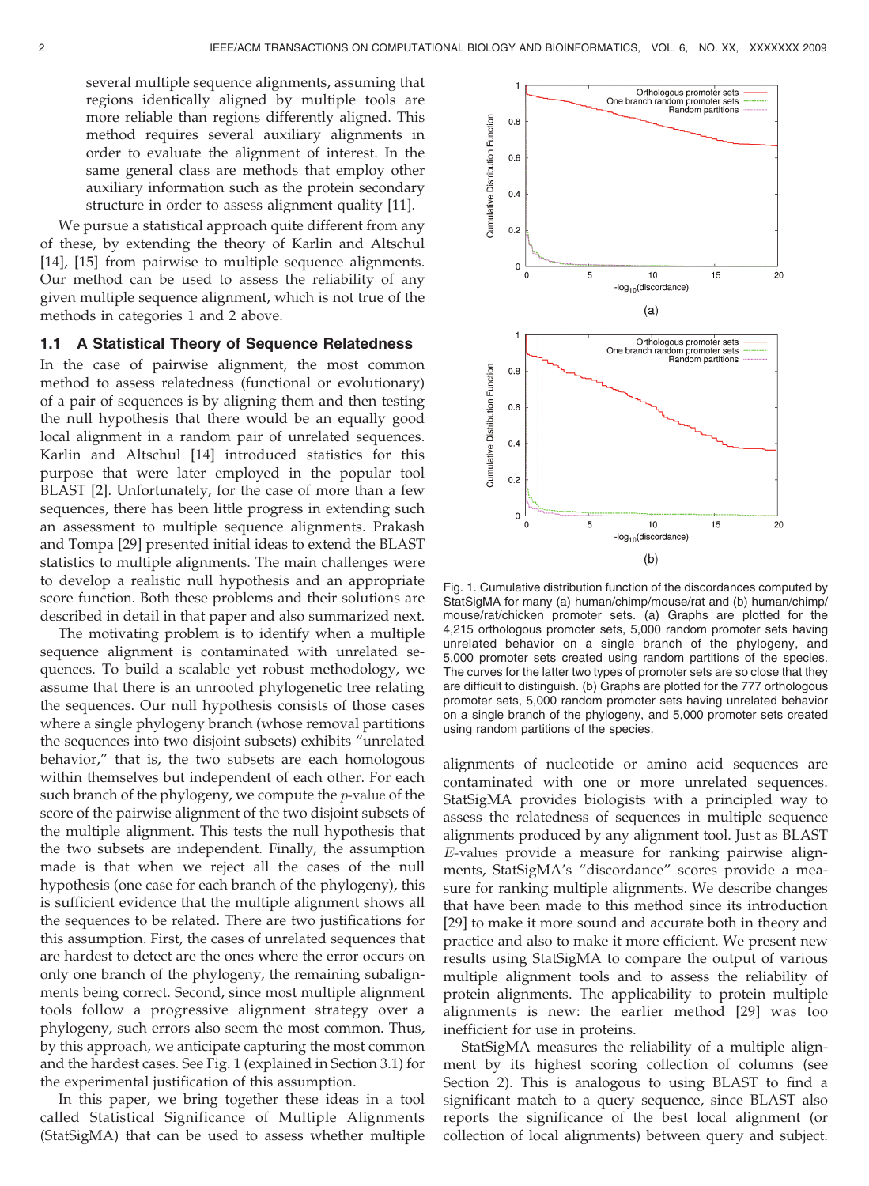several multiple sequence alignments, assuming that regions identically aligned by multiple tools are more reliable than regions differently aligned. This method requires several auxiliary alignments in order to evaluate the alignment of interest. In the same general class are methods that employ other auxiliary information such as the protein secondary structure in order to assess alignment quality [11].

We pursue a statistical approach quite different from any of these, by extending the theory of Karlin and Altschul [14], [15] from pairwise to multiple sequence alignments. Our method can be used to assess the reliability of any given multiple sequence alignment, which is not true of the methods in categories 1 and 2 above.

### 1.1 A Statistical Theory of Sequence Relatedness

In the case of pairwise alignment, the most common method to assess relatedness (functional or evolutionary) of a pair of sequences is by aligning them and then testing the null hypothesis that there would be an equally good local alignment in a random pair of unrelated sequences. Karlin and Altschul [14] introduced statistics for this purpose that were later employed in the popular tool BLAST [2]. Unfortunately, for the case of more than a few sequences, there has been little progress in extending such an assessment to multiple sequence alignments. Prakash and Tompa [29] presented initial ideas to extend the BLAST statistics to multiple alignments. The main challenges were to develop a realistic null hypothesis and an appropriate score function. Both these problems and their solutions are described in detail in that paper and also summarized next.

The motivating problem is to identify when a multiple sequence alignment is contaminated with unrelated sequences. To build a scalable yet robust methodology, we assume that there is an unrooted phylogenetic tree relating the sequences. Our null hypothesis consists of those cases where a single phylogeny branch (whose removal partitions the sequences into two disjoint subsets) exhibits "unrelated behavior," that is, the two subsets are each homologous within themselves but independent of each other. For each such branch of the phylogeny, we compute the $p$-value of the score of the pairwise alignment of the two disjoint subsets of the multiple alignment. This tests the null hypothesis that the two subsets are independent. Finally, the assumption made is that when we reject all the cases of the null hypothesis (one case for each branch of the phylogeny), this is sufficient evidence that the multiple alignment shows all the sequences to be related. There are two justifications for this assumption. First, the cases of unrelated sequences that are hardest to detect are the ones where the error occurs on only one branch of the phylogeny, the remaining subalignments being correct. Second, since most multiple alignment tools follow a progressive alignment strategy over a phylogeny, such errors also seem the most common. Thus, by this approach, we anticipate capturing the most common and the hardest cases. See Fig. 1 (explained in Section 3.1) for the experimental justification of this assumption.

In this paper, we bring together these ideas in a tool called Statistical Significance of Multiple Alignments (StatSigMA) that can be used to assess whether multiple alignments of nucleotide or amino acid sequences are contaminated with one or more unrelated sequences. StatSigMA provides biologists with a principled way to assess the relatedness of sequences in multiple sequence alignments produced by any alignment tool. Just as BLAST $E$-values provide a measure for ranking pairwise alignments, StatSigMA's "discordance" scores provide a measure for ranking multiple alignments. We describe changes that have been made to this method since its introduction [29] to make it more sound and accurate both in theory and practice and also to make it more efficient. We present new results using StatSigMA to compare the output of various multiple alignment tools and to assess the reliability of protein alignments. The applicability to protein multiple alignments is new: the earlier method [29] was too inefficient for use in proteins.

StatSigMA measures the reliability of a multiple alignment by its highest scoring collection of columns (see Section 2). This is analogous to using BLAST to find a significant match to a query sequence, since BLAST also reports the significance of the best local alignment (or collection of local alignments) between query and subject.

(a)

Orthologous promoter sets
One branch random promoter sets
Random partitions
Cumulative Distribution Function
0
0.2
0.4
0.6
0.8
1
0
5
10
15
20
$-\log_{10}$(discordance)

(b)

Orthologous promoter sets
One branch random promoter sets
Random partitions
Cumulative Distribution Function
0
0.2
0.4
0.6
0.8
1
0
5
10
15
20
$-\log_{10}$(discordance)

Fig. 1. Cumulative distribution function of the discordances computed by StatSigMA for many (a) human/chimp/mouse/rat and (b) human/chimp/mouse/rat/chicken promoter sets. (a) Graphs are plotted for the 4,215 orthologous promoter sets, 5,000 random promoter sets having unrelated behavior on a single branch of the phylogeny, and 5,000 promoter sets created using random partitions of the species. The curves for the latter two types of promoter sets are so close that they are difficult to distinguish. (b) Graphs are plotted for the 777 orthologous promoter sets, 5,000 random promoter sets having unrelated behavior on a single branch of the phylogeny, and 5,000 promoter sets created using random partitions of the species.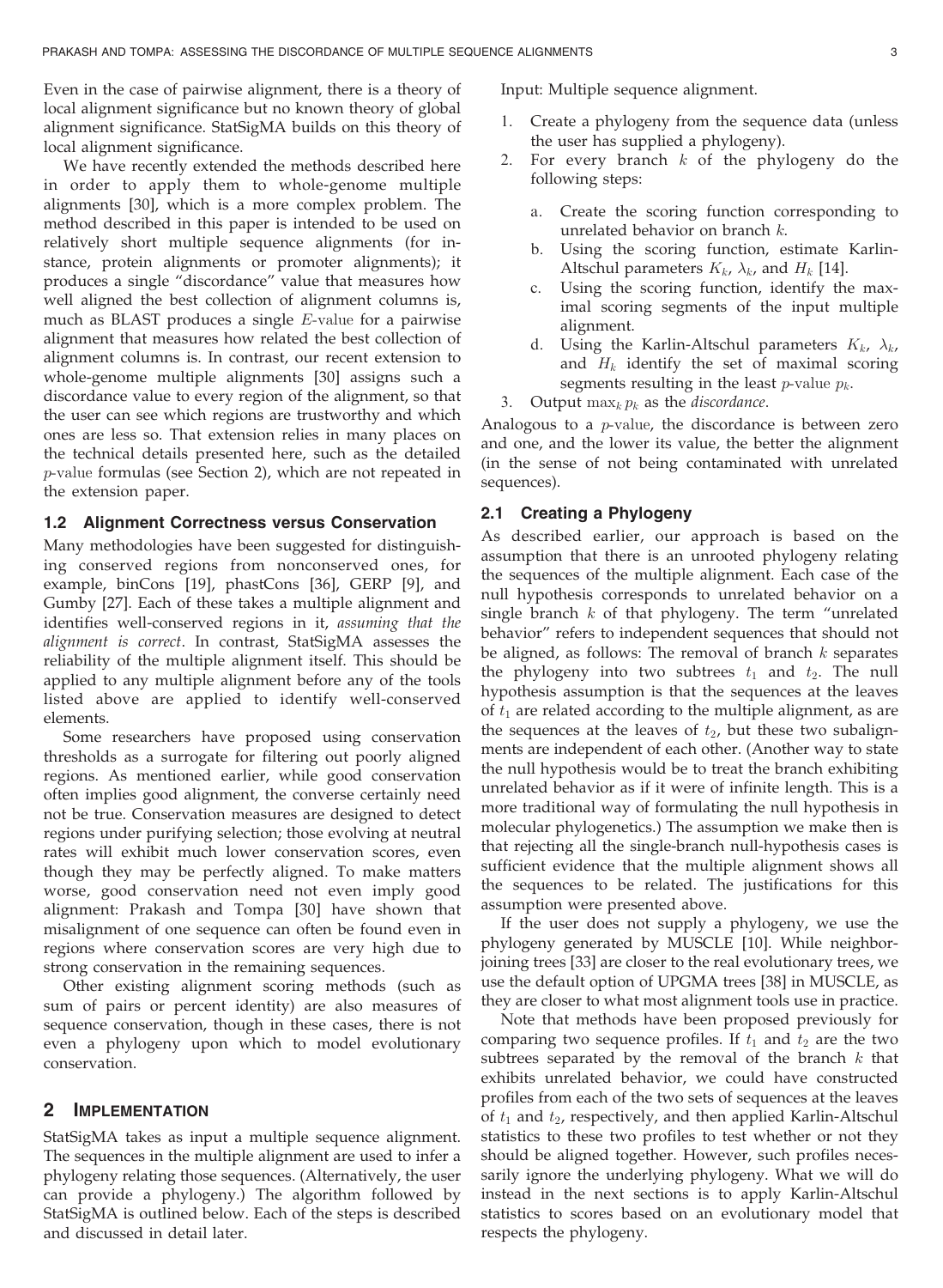Even in the case of pairwise alignment, there is a theory of local alignment significance but no known theory of global alignment significance. StatSigMA builds on this theory of local alignment significance.

We have recently extended the methods described here in order to apply them to whole-genome multiple alignments [30], which is a more complex problem. The method described in this paper is intended to be used on relatively short multiple sequence alignments (for instance, protein alignments or promoter alignments); it produces a single "discordance" value that measures how well aligned the best collection of alignment columns is, much as BLAST produces a single $E$-value for a pairwise alignment that measures how related the best collection of alignment columns is. In contrast, our recent extension to whole-genome multiple alignments [30] assigns such a discordance value to every region of the alignment, so that the user can see which regions are trustworthy and which ones are less so. That extension relies in many places on the technical details presented here, such as the detailed $p$-value formulas (see Section 2), which are not repeated in the extension paper.

### 1.2 Alignment Correctness versus Conservation

Many methodologies have been suggested for distinguishing conserved regions from nonconserved ones, for example, binCons [19], phastCons [36], GERP [9], and Gumby [27]. Each of these takes a multiple alignment and identifies well-conserved regions in it, *assuming that the alignment is correct*. In contrast, StatSigMA assesses the reliability of the multiple alignment itself. This should be applied to any multiple alignment before any of the tools listed above are applied to identify well-conserved elements.

Some researchers have proposed using conservation thresholds as a surrogate for filtering out poorly aligned regions. As mentioned earlier, while good conservation often implies good alignment, the converse certainly need not be true. Conservation measures are designed to detect regions under purifying selection; those evolving at neutral rates will exhibit much lower conservation scores, even though they may be perfectly aligned. To make matters worse, good conservation need not even imply good alignment: Prakash and Tompa [30] have shown that misalignment of one sequence can often be found even in regions where conservation scores are very high due to strong conservation in the remaining sequences.

Other existing alignment scoring methods (such as sum of pairs or percent identity) are also measures of sequence conservation, though in these cases, there is not even a phylogeny upon which to model evolutionary conservation.

## 2 Implementation

StatSigMA takes as input a multiple sequence alignment. The sequences in the multiple alignment are used to infer a phylogeny relating those sequences. (Alternatively, the user can provide a phylogeny.) The algorithm followed by StatSigMA is outlined below. Each of the steps is described and discussed in detail later.

Input: Multiple sequence alignment.

1. Create a phylogeny from the sequence data (unless the user has supplied a phylogeny).
2. For every branch $k$ of the phylogeny do the following steps:
   a. Create the scoring function corresponding to unrelated behavior on branch $k$.
   b. Using the scoring function, estimate Karlin-Altschul parameters $K_k$, $\lambda_k$, and $H_k$ [14].
   c. Using the scoring function, identify the maximal scoring segments of the input multiple alignment.
   d. Using the Karlin-Altschul parameters $K_k$, $\lambda_k$, and $H_k$ identify the set of maximal scoring segments resulting in the least $p$-value $p_k$.
3. Output $\max_k p_k$ as the *discordance*.

Analogous to a $p$-value, the discordance is between zero and one, and the lower its value, the better the alignment (in the sense of not being contaminated with unrelated sequences).

### 2.1 Creating a Phylogeny

As described earlier, our approach is based on the assumption that there is an unrooted phylogeny relating the sequences of the multiple alignment. Each case of the null hypothesis corresponds to unrelated behavior on a single branch $k$ of that phylogeny. The term "unrelated behavior" refers to independent sequences that should not be aligned, as follows: The removal of branch $k$ separates the phylogeny into two subtrees $t_1$ and $t_2$. The null hypothesis assumption is that the sequences at the leaves of $t_1$ are related according to the multiple alignment, as are the sequences at the leaves of $t_2$, but these two subalignments are independent of each other. (Another way to state the null hypothesis would be to treat the branch exhibiting unrelated behavior as if it were of infinite length. This is a more traditional way of formulating the null hypothesis in molecular phylogenetics.) The assumption we make then is that rejecting all the single-branch null-hypothesis cases is sufficient evidence that the multiple alignment shows all the sequences to be related. The justifications for this assumption were presented above.

If the user does not supply a phylogeny, we use the phylogeny generated by MUSCLE [10]. While neighbor-joining trees [33] are closer to the real evolutionary trees, we use the default option of UPGMA trees [38] in MUSCLE, as they are closer to what most alignment tools use in practice.

Note that methods have been proposed previously for comparing two sequence profiles. If $t_1$ and $t_2$ are the two subtrees separated by the removal of the branch $k$ that exhibits unrelated behavior, we could have constructed profiles from each of the two sets of sequences at the leaves of $t_1$ and $t_2$, respectively, and then applied Karlin-Altschul statistics to these two profiles to test whether or not they should be aligned together. However, such profiles necessarily ignore the underlying phylogeny. What we will do instead in the next sections is to apply Karlin-Altschul statistics to scores based on an evolutionary model that respects the phylogeny.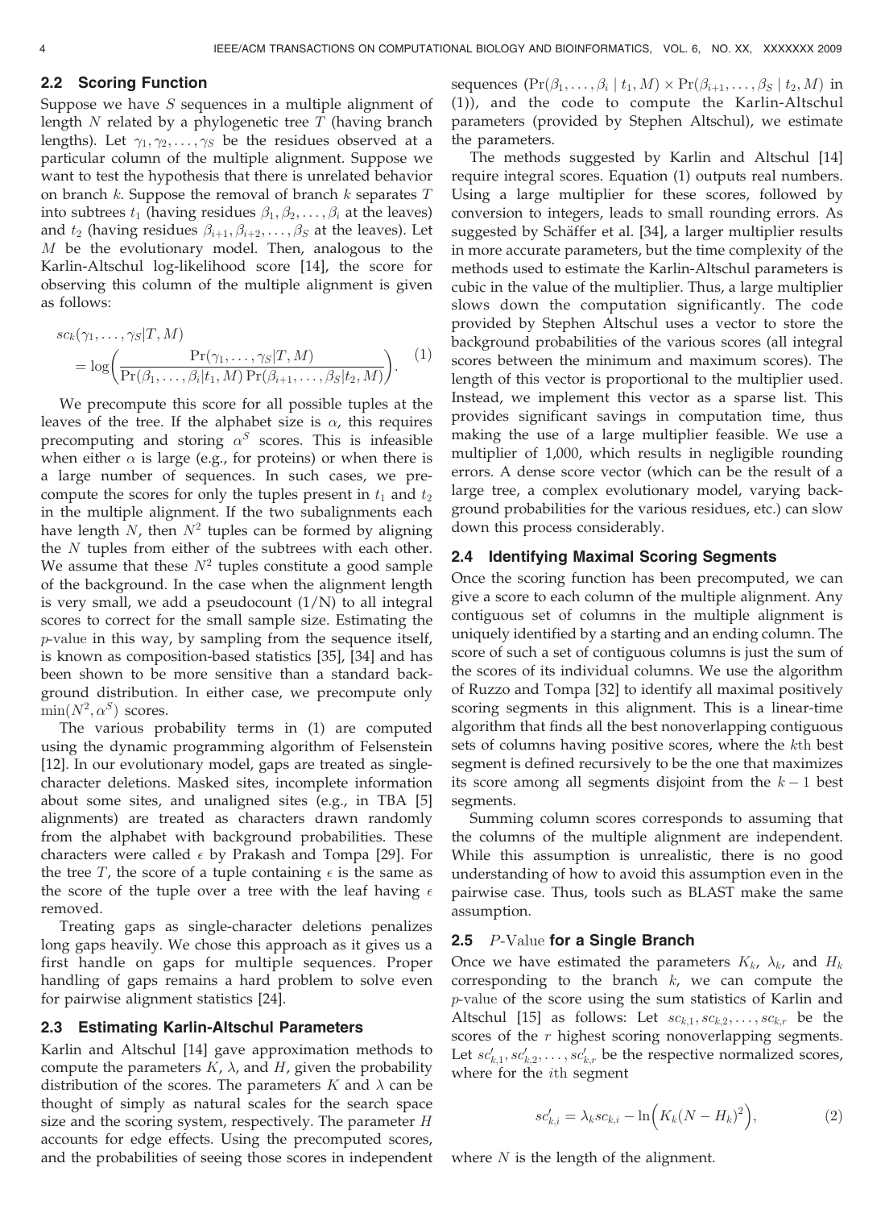## 2.2 Scoring Function

Suppose we have $S$ sequences in a multiple alignment of length $N$ related by a phylogenetic tree $T$ (having branch lengths). Let $\gamma_1, \gamma_2, \ldots, \gamma_S$ be the residues observed at a particular column of the multiple alignment. Suppose we want to test the hypothesis that there is unrelated behavior on branch $k$. Suppose the removal of branch $k$ separates $T$ into subtrees $t_1$ (having residues $\beta_1, \beta_2, \ldots, \beta_i$ at the leaves) and $t_2$ (having residues $\beta_{i+1}, \beta_{i+2}, \ldots, \beta_S$ at the leaves). Let $M$ be the evolutionary model. Then, analogous to the Karlin-Altschul log-likelihood score [14], the score for observing this column of the multiple alignment is given as follows:

$$
\begin{aligned}
&sc_k(\gamma_1, \ldots, \gamma_S | T, M) \\
&= \log\left(\frac{\Pr(\gamma_1, \ldots, \gamma_S | T, M)}{\Pr(\beta_1, \ldots, \beta_i | t_1, M) \Pr(\beta_{i+1}, \ldots, \beta_S | t_2, M)}\right).
\end{aligned} \tag{1}
$$

We precompute this score for all possible tuples at the leaves of the tree. If the alphabet size is $\alpha$, this requires precomputing and storing $\alpha^S$ scores. This is infeasible when either $\alpha$ is large (e.g., for proteins) or when there is a large number of sequences. In such cases, we precompute the scores for only the tuples present in $t_1$ and $t_2$ in the multiple alignment. If the two subalignments each have length $N$, then $N^2$ tuples can be formed by aligning the $N$ tuples from either of the subtrees with each other. We assume that these $N^2$ tuples constitute a good sample of the background. In the case when the alignment length is very small, we add a pseudocount (1/N) to all integral scores to correct for the small sample size. Estimating the $p$-value in this way, by sampling from the sequence itself, is known as composition-based statistics [35], [34] and has been shown to be more sensitive than a standard background distribution. In either case, we precompute only $\min(N^2, \alpha^S)$ scores.

The various probability terms in (1) are computed using the dynamic programming algorithm of Felsenstein [12]. In our evolutionary model, gaps are treated as single-character deletions. Masked sites, incomplete information about some sites, and unaligned sites (e.g., in TBA [5] alignments) are treated as characters drawn randomly from the alphabet with background probabilities. These characters were called $\epsilon$ by Prakash and Tompa [29]. For the tree $T$, the score of a tuple containing $\epsilon$ is the same as the score of the tuple over a tree with the leaf having $\epsilon$ removed.

Treating gaps as single-character deletions penalizes long gaps heavily. We chose this approach as it gives us a first handle on gaps for multiple sequences. Proper handling of gaps remains a hard problem to solve even for pairwise alignment statistics [24].

## 2.3 Estimating Karlin-Altschul Parameters

Karlin and Altschul [14] gave approximation methods to compute the parameters $K$, $\lambda$, and $H$, given the probability distribution of the scores. The parameters $K$ and $\lambda$ can be thought of simply as natural scales for the search space size and the scoring system, respectively. The parameter $H$ accounts for edge effects. Using the precomputed scores, and the probabilities of seeing those scores in independent sequences ($\Pr(\beta_1, \ldots, \beta_i \mid t_1, M) \times \Pr(\beta_{i+1}, \ldots, \beta_S \mid t_2, M)$ in (1)), and the code to compute the Karlin-Altschul parameters (provided by Stephen Altschul), we estimate the parameters.

The methods suggested by Karlin and Altschul [14] require integral scores. Equation (1) outputs real numbers. Using a large multiplier for these scores, followed by conversion to integers, leads to small rounding errors. As suggested by Schäffer et al. [34], a larger multiplier results in more accurate parameters, but the time complexity of the methods used to estimate the Karlin-Altschul parameters is cubic in the value of the multiplier. Thus, a large multiplier slows down the computation significantly. The code provided by Stephen Altschul uses a vector to store the background probabilities of the various scores (all integral scores between the minimum and maximum scores). The length of this vector is proportional to the multiplier used. Instead, we implement this vector as a sparse list. This provides significant savings in computation time, thus making the use of a large multiplier feasible. We use a multiplier of 1,000, which results in negligible rounding errors. A dense score vector (which can be the result of a large tree, a complex evolutionary model, varying background probabilities for the various residues, etc.) can slow down this process considerably.

## 2.4 Identifying Maximal Scoring Segments

Once the scoring function has been precomputed, we can give a score to each column of the multiple alignment. Any contiguous set of columns in the multiple alignment is uniquely identified by a starting and an ending column. The score of such a set of contiguous columns is just the sum of the scores of its individual columns. We use the algorithm of Ruzzo and Tompa [32] to identify all maximal positively scoring segments in this alignment. This is a linear-time algorithm that finds all the best nonoverlapping contiguous sets of columns having positive scores, where the $k$th best segment is defined recursively to be the one that maximizes its score among all segments disjoint from the $k-1$ best segments.

Summing column scores corresponds to assuming that the columns of the multiple alignment are independent. While this assumption is unrealistic, there is no good understanding of how to avoid this assumption even in the pairwise case. Thus, tools such as BLAST make the same assumption.

## 2.5 $P$-Value for a Single Branch

Once we have estimated the parameters $K_k$, $\lambda_k$, and $H_k$ corresponding to the branch $k$, we can compute the $p$-value of the score using the sum statistics of Karlin and Altschul [15] as follows: Let $sc_{k,1}, sc_{k,2}, \ldots, sc_{k,r}$ be the scores of the $r$ highest scoring nonoverlapping segments. Let $sc'_{k,1}, sc'_{k,2}, \ldots, sc'_{k,r}$ be the respective normalized scores, where for the $i$th segment

$$
sc'_{k,i} = \lambda_k sc_{k,i} - \ln\Big(K_k (N - H_k)^2\Big), \tag{2}
$$

where $N$ is the length of the alignment.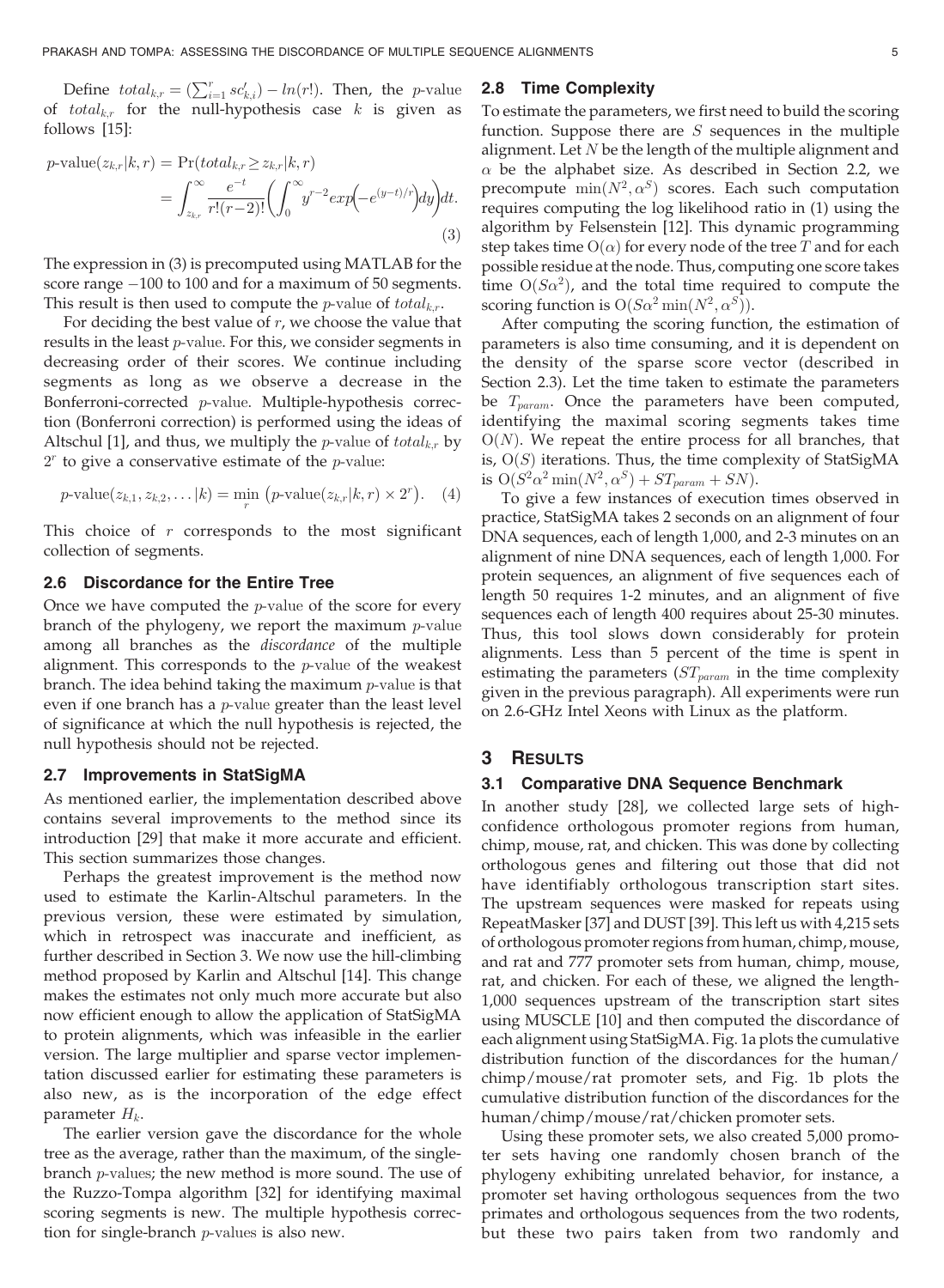Define $total_{k,r} = (\sum_{i=1}^{r} sc'_{k,i}) - ln(r!)$. Then, the $p$-value of $total_{k,r}$ for the null-hypothesis case $k$ is given as follows [15]:

$$p\text{-value}(z_{k,r}|k,r) = \Pr(total_{k,r} \geq z_{k,r}|k,r) = \int_{z_{k,r}}^{\infty} \frac{e^{-t}}{r!(r-2)!}\left(\int_{0}^{\infty} y^{r-2} exp\left(-e^{(y-t)/r}\right)dy\right)dt. \quad (3)$$

The expression in (3) is precomputed using MATLAB for the score range −100 to 100 and for a maximum of 50 segments. This result is then used to compute the $p$-value of $total_{k,r}$.

For deciding the best value of $r$, we choose the value that results in the least $p$-value. For this, we consider segments in decreasing order of their scores. We continue including segments as long as we observe a decrease in the Bonferroni-corrected $p$-value. Multiple-hypothesis correction (Bonferroni correction) is performed using the ideas of Altschul [1], and thus, we multiply the $p$-value of $total_{k,r}$ by $2^r$ to give a conservative estimate of the $p$-value:

$$p\text{-value}(z_{k,1}, z_{k,2}, \ldots|k) = \min_{r} \left(p\text{-value}(z_{k,r}|k,r) \times 2^r\right). \quad (4)$$

This choice of $r$ corresponds to the most significant collection of segments.

### 2.6 Discordance for the Entire Tree

Once we have computed the $p$-value of the score for every branch of the phylogeny, we report the maximum $p$-value among all branches as the *discordance* of the multiple alignment. This corresponds to the $p$-value of the weakest branch. The idea behind taking the maximum $p$-value is that even if one branch has a $p$-value greater than the least level of significance at which the null hypothesis is rejected, the null hypothesis should not be rejected.

### 2.7 Improvements in StatSigMA

As mentioned earlier, the implementation described above contains several improvements to the method since its introduction [29] that make it more accurate and efficient. This section summarizes those changes.

Perhaps the greatest improvement is the method now used to estimate the Karlin-Altschul parameters. In the previous version, these were estimated by simulation, which in retrospect was inaccurate and inefficient, as further described in Section 3. We now use the hill-climbing method proposed by Karlin and Altschul [14]. This change makes the estimates not only much more accurate but also now efficient enough to allow the application of StatSigMA to protein alignments, which was infeasible in the earlier version. The large multiplier and sparse vector implementation discussed earlier for estimating these parameters is also new, as is the incorporation of the edge effect parameter $H_k$.

The earlier version gave the discordance for the whole tree as the average, rather than the maximum, of the single-branch $p$-values; the new method is more sound. The use of the Ruzzo-Tompa algorithm [32] for identifying maximal scoring segments is new. The multiple hypothesis correction for single-branch $p$-values is also new.

### 2.8 Time Complexity

To estimate the parameters, we first need to build the scoring function. Suppose there are $S$ sequences in the multiple alignment. Let $N$ be the length of the multiple alignment and $\alpha$ be the alphabet size. As described in Section 2.2, we precompute $\min(N^2, \alpha^S)$ scores. Each such computation requires computing the log likelihood ratio in (1) using the algorithm by Felsenstein [12]. This dynamic programming step takes time $O(\alpha)$ for every node of the tree $T$ and for each possible residue at the node. Thus, computing one score takes time $O(S\alpha^2)$, and the total time required to compute the scoring function is $O(S\alpha^2 \min(N^2, \alpha^S))$.

After computing the scoring function, the estimation of parameters is also time consuming, and it is dependent on the density of the sparse score vector (described in Section 2.3). Let the time taken to estimate the parameters be $T_{param}$. Once the parameters have been computed, identifying the maximal scoring segments takes time $O(N)$. We repeat the entire process for all branches, that is, $O(S)$ iterations. Thus, the time complexity of StatSigMA is $O(S^2\alpha^2 \min(N^2, \alpha^S) + ST_{param} + SN)$.

To give a few instances of execution times observed in practice, StatSigMA takes 2 seconds on an alignment of four DNA sequences, each of length 1,000, and 2-3 minutes on an alignment of nine DNA sequences, each of length 1,000. For protein sequences, an alignment of five sequences each of length 50 requires 1-2 minutes, and an alignment of five sequences each of length 400 requires about 25-30 minutes. Thus, this tool slows down considerably for protein alignments. Less than 5 percent of the time is spent in estimating the parameters ($ST_{param}$ in the time complexity given in the previous paragraph). All experiments were run on 2.6-GHz Intel Xeons with Linux as the platform.

## 3 Results

### 3.1 Comparative DNA Sequence Benchmark

In another study [28], we collected large sets of high-confidence orthologous promoter regions from human, chimp, mouse, rat, and chicken. This was done by collecting orthologous genes and filtering out those that did not have identifiably orthologous transcription start sites. The upstream sequences were masked for repeats using RepeatMasker [37] and DUST [39]. This left us with 4,215 sets of orthologous promoter regions from human, chimp, mouse, and rat and 777 promoter sets from human, chimp, mouse, rat, and chicken. For each of these, we aligned the length-1,000 sequences upstream of the transcription start sites using MUSCLE [10] and then computed the discordance of each alignment using StatSigMA. Fig. 1a plots the cumulative distribution function of the discordances for the human/chimp/mouse/rat promoter sets, and Fig. 1b plots the cumulative distribution function of the discordances for the human/chimp/mouse/rat/chicken promoter sets.

Using these promoter sets, we also created 5,000 promoter sets having one randomly chosen branch of the phylogeny exhibiting unrelated behavior, for instance, a promoter set having orthologous sequences from the two primates and orthologous sequences from the two rodents, but these two pairs taken from two randomly and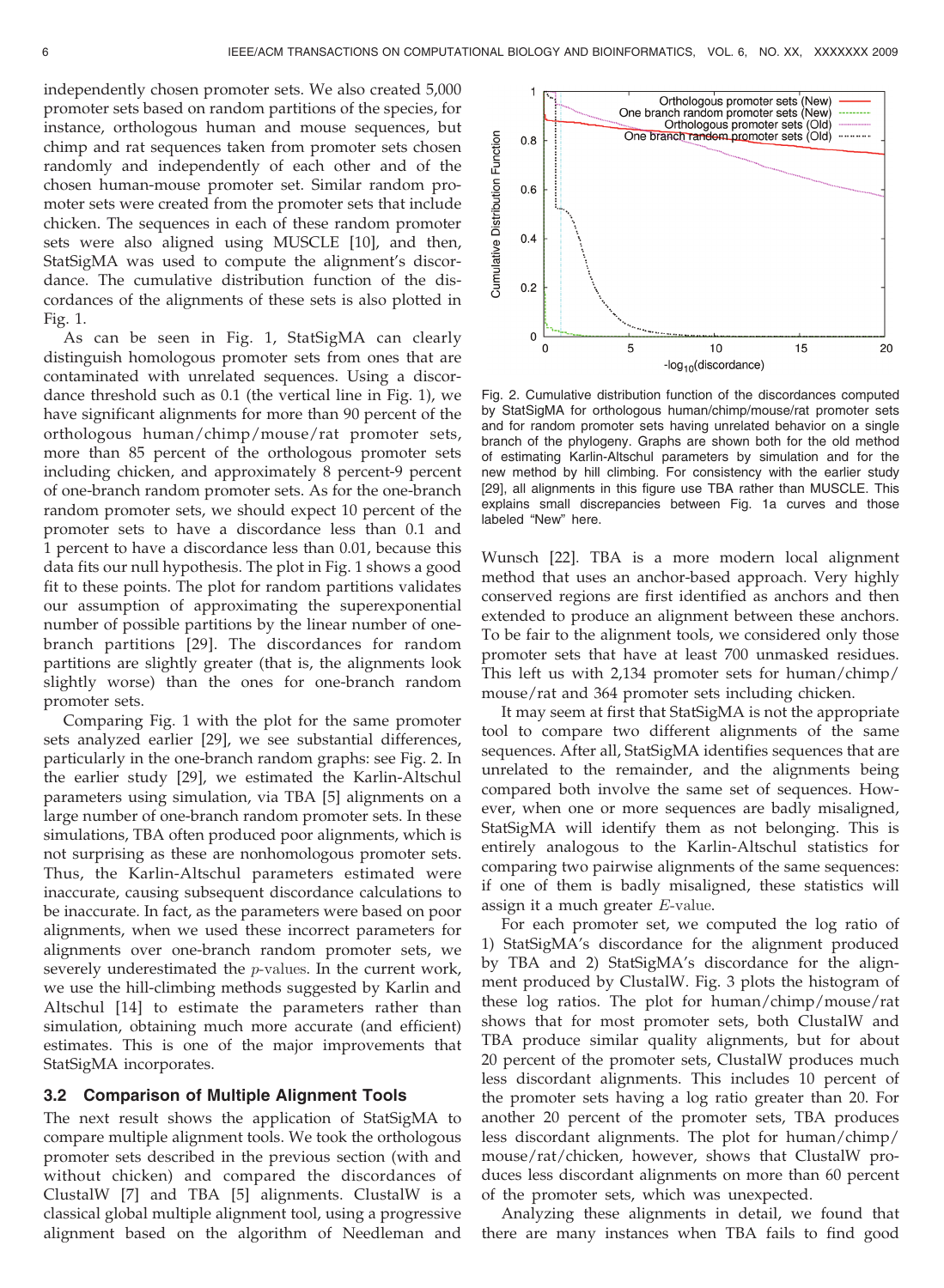independently chosen promoter sets. We also created 5,000 promoter sets based on random partitions of the species, for instance, orthologous human and mouse sequences, but chimp and rat sequences taken from promoter sets chosen randomly and independently of each other and of the chosen human-mouse promoter set. Similar random promoter sets were created from the promoter sets that include chicken. The sequences in each of these random promoter sets were also aligned using MUSCLE [10], and then, StatSigMA was used to compute the alignment's discordance. The cumulative distribution function of the discordances of the alignments of these sets is also plotted in Fig. 1.

As can be seen in Fig. 1, StatSigMA can clearly distinguish homologous promoter sets from ones that are contaminated with unrelated sequences. Using a discordance threshold such as 0.1 (the vertical line in Fig. 1), we have significant alignments for more than 90 percent of the orthologous human/chimp/mouse/rat promoter sets, more than 85 percent of the orthologous promoter sets including chicken, and approximately 8 percent-9 percent of one-branch random promoter sets. As for the one-branch random promoter sets, we should expect 10 percent of the promoter sets to have a discordance less than 0.1 and 1 percent to have a discordance less than 0.01, because this data fits our null hypothesis. The plot in Fig. 1 shows a good fit to these points. The plot for random partitions validates our assumption of approximating the superexponential number of possible partitions by the linear number of one-branch partitions [29]. The discordances for random partitions are slightly greater (that is, the alignments look slightly worse) than the ones for one-branch random promoter sets.

Comparing Fig. 1 with the plot for the same promoter sets analyzed earlier [29], we see substantial differences, particularly in the one-branch random graphs: see Fig. 2. In the earlier study [29], we estimated the Karlin-Altschul parameters using simulation, via TBA [5] alignments on a large number of one-branch random promoter sets. In these simulations, TBA often produced poor alignments, which is not surprising as these are nonhomologous promoter sets. Thus, the Karlin-Altschul parameters estimated were inaccurate, causing subsequent discordance calculations to be inaccurate. In fact, as the parameters were based on poor alignments, when we used these incorrect parameters for alignments over one-branch random promoter sets, we severely underestimated the $p$-values. In the current work, we use the hill-climbing methods suggested by Karlin and Altschul [14] to estimate the parameters rather than simulation, obtaining much more accurate (and efficient) estimates. This is one of the major improvements that StatSigMA incorporates.

### 3.2 Comparison of Multiple Alignment Tools

The next result shows the application of StatSigMA to compare multiple alignment tools. We took the orthologous promoter sets described in the previous section (with and without chicken) and compared the discordances of ClustalW [7] and TBA [5] alignments. ClustalW is a classical global multiple alignment tool, using a progressive alignment based on the algorithm of Needleman and Wunsch [22]. TBA is a more modern local alignment method that uses an anchor-based approach. Very highly conserved regions are first identified as anchors and then extended to produce an alignment between these anchors. To be fair to the alignment tools, we considered only those promoter sets that have at least 700 unmasked residues. This left us with 2,134 promoter sets for human/chimp/mouse/rat and 364 promoter sets including chicken.

Fig. 2. Cumulative distribution function of the discordances computed by StatSigMA for orthologous human/chimp/mouse/rat promoter sets and for random promoter sets having unrelated behavior on a single branch of the phylogeny. Graphs are shown both for the old method of estimating Karlin-Altschul parameters by simulation and for the new method by hill climbing. For consistency with the earlier study [29], all alignments in this figure use TBA rather than MUSCLE. This explains small discrepancies between Fig. 1a curves and those labeled "New" here.

It may seem at first that StatSigMA is not the appropriate tool to compare two different alignments of the same sequences. After all, StatSigMA identifies sequences that are unrelated to the remainder, and the alignments being compared both involve the same set of sequences. However, when one or more sequences are badly misaligned, StatSigMA will identify them as not belonging. This is entirely analogous to the Karlin-Altschul statistics for comparing two pairwise alignments of the same sequences: if one of them is badly misaligned, these statistics will assign it a much greater $E$-value.

For each promoter set, we computed the log ratio of 1) StatSigMA's discordance for the alignment produced by TBA and 2) StatSigMA's discordance for the alignment produced by ClustalW. Fig. 3 plots the histogram of these log ratios. The plot for human/chimp/mouse/rat shows that for most promoter sets, both ClustalW and TBA produce similar quality alignments, but for about 20 percent of the promoter sets, ClustalW produces much less discordant alignments. This includes 10 percent of the promoter sets having a log ratio greater than 20. For another 20 percent of the promoter sets, TBA produces less discordant alignments. The plot for human/chimp/mouse/rat/chicken, however, shows that ClustalW produces less discordant alignments on more than 60 percent of the promoter sets, which was unexpected.

Analyzing these alignments in detail, we found that there are many instances when TBA fails to find good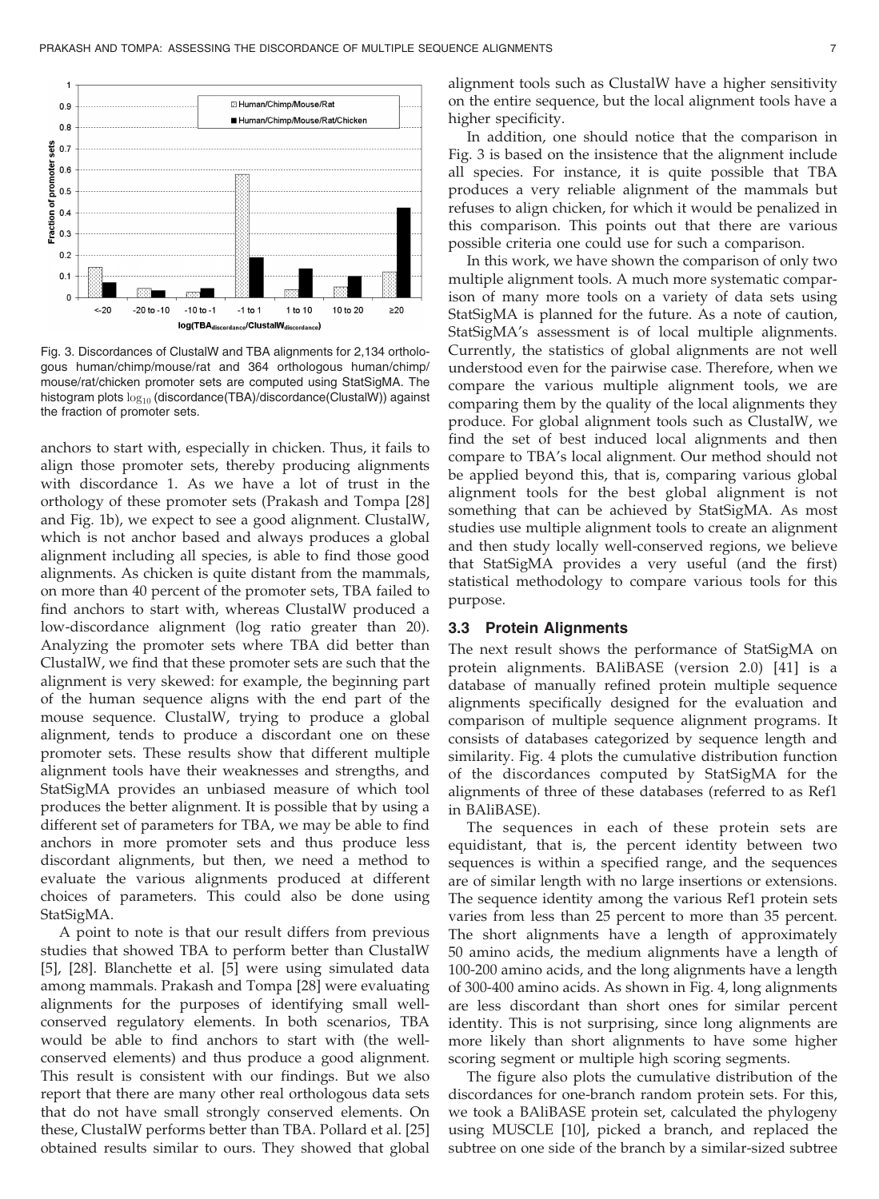Fig. 3. Discordances of ClustalW and TBA alignments for 2,134 orthologous human/chimp/mouse/rat and 364 orthologous human/chimp/mouse/rat/chicken promoter sets are computed using StatSigMA. The histogram plots $\log_{10}$ (discordance(TBA)/discordance(ClustalW)) against the fraction of promoter sets.

anchors to start with, especially in chicken. Thus, it fails to align those promoter sets, thereby producing alignments with discordance 1. As we have a lot of trust in the orthology of these promoter sets (Prakash and Tompa [28] and Fig. 1b), we expect to see a good alignment. ClustalW, which is not anchor based and always produces a global alignment including all species, is able to find those good alignments. As chicken is quite distant from the mammals, on more than 40 percent of the promoter sets, TBA failed to find anchors to start with, whereas ClustalW produced a low-discordance alignment (log ratio greater than 20). Analyzing the promoter sets where TBA did better than ClustalW, we find that these promoter sets are such that the alignment is very skewed: for example, the beginning part of the human sequence aligns with the end part of the mouse sequence. ClustalW, trying to produce a global alignment, tends to produce a discordant one on these promoter sets. These results show that different multiple alignment tools have their weaknesses and strengths, and StatSigMA provides an unbiased measure of which tool produces the better alignment. It is possible that by using a different set of parameters for TBA, we may be able to find anchors in more promoter sets and thus produce less discordant alignments, but then, we need a method to evaluate the various alignments produced at different choices of parameters. This could also be done using StatSigMA.

A point to note is that our result differs from previous studies that showed TBA to perform better than ClustalW [5], [28]. Blanchette et al. [5] were using simulated data among mammals. Prakash and Tompa [28] were evaluating alignments for the purposes of identifying small well-conserved regulatory elements. In both scenarios, TBA would be able to find anchors to start with (the well-conserved elements) and thus produce a good alignment. This result is consistent with our findings. But we also report that there are many other real orthologous data sets that do not have small strongly conserved elements. On these, ClustalW performs better than TBA. Pollard et al. [25] obtained results similar to ours. They showed that global alignment tools such as ClustalW have a higher sensitivity on the entire sequence, but the local alignment tools have a higher specificity.

In addition, one should notice that the comparison in Fig. 3 is based on the insistence that the alignment include all species. For instance, it is quite possible that TBA produces a very reliable alignment of the mammals but refuses to align chicken, for which it would be penalized in this comparison. This points out that there are various possible criteria one could use for such a comparison.

In this work, we have shown the comparison of only two multiple alignment tools. A much more systematic comparison of many more tools on a variety of data sets using StatSigMA is planned for the future. As a note of caution, StatSigMA's assessment is of local multiple alignments. Currently, the statistics of global alignments are not well understood even for the pairwise case. Therefore, when we compare the various multiple alignment tools, we are comparing them by the quality of the local alignments they produce. For global alignment tools such as ClustalW, we find the set of best induced local alignments and then compare to TBA's local alignment. Our method should not be applied beyond this, that is, comparing various global alignment tools for the best global alignment is not something that can be achieved by StatSigMA. As most studies use multiple alignment tools to create an alignment and then study locally well-conserved regions, we believe that StatSigMA provides a very useful (and the first) statistical methodology to compare various tools for this purpose.

### 3.3 Protein Alignments

The next result shows the performance of StatSigMA on protein alignments. BAliBASE (version 2.0) [41] is a database of manually refined protein multiple sequence alignments specifically designed for the evaluation and comparison of multiple sequence alignment programs. It consists of databases categorized by sequence length and similarity. Fig. 4 plots the cumulative distribution function of the discordances computed by StatSigMA for the alignments of three of these databases (referred to as Ref1 in BAliBASE).

The sequences in each of these protein sets are equidistant, that is, the percent identity between two sequences is within a specified range, and the sequences are of similar length with no large insertions or extensions. The sequence identity among the various Ref1 protein sets varies from less than 25 percent to more than 35 percent. The short alignments have a length of approximately 50 amino acids, the medium alignments have a length of 100-200 amino acids, and the long alignments have a length of 300-400 amino acids. As shown in Fig. 4, long alignments are less discordant than short ones for similar percent identity. This is not surprising, since long alignments are more likely than short alignments to have some higher scoring segment or multiple high scoring segments.

The figure also plots the cumulative distribution of the discordances for one-branch random protein sets. For this, we took a BAliBASE protein set, calculated the phylogeny using MUSCLE [10], picked a branch, and replaced the subtree on one side of the branch by a similar-sized subtree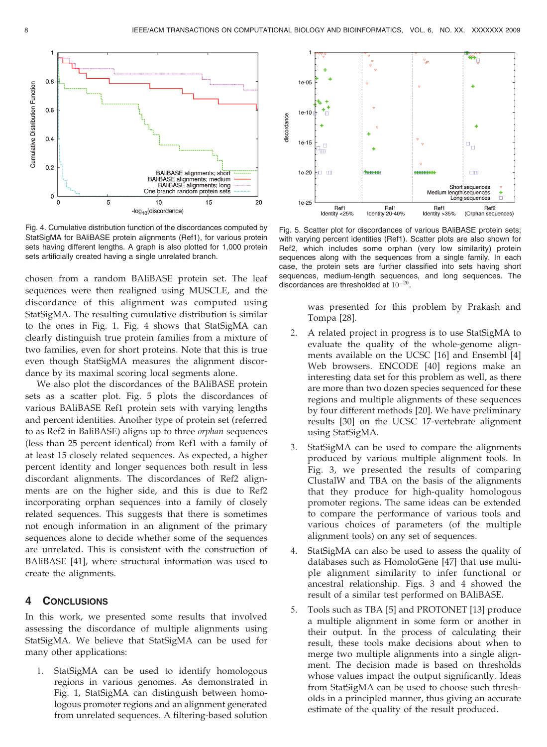Fig. 4. Cumulative distribution function of the discordances computed by StatSigMA for BAliBASE protein alignments (Ref1), for various protein sets having different lengths. A graph is also plotted for 1,000 protein sets artificially created having a single unrelated branch.

Fig. 5. Scatter plot for discordances of various BAliBASE protein sets; with varying percent identities (Ref1). Scatter plots are also shown for Ref2, which includes some orphan (very low similarity) protein sequences along with the sequences from a single family. In each case, the protein sets are further classified into sets having short sequences, medium-length sequences, and long sequences. The discordances are thresholded at $10^{-20}$.

chosen from a random BAliBASE protein set. The leaf sequences were then realigned using MUSCLE, and the discordance of this alignment was computed using StatSigMA. The resulting cumulative distribution is similar to the ones in Fig. 1. Fig. 4 shows that StatSigMA can clearly distinguish true protein families from a mixture of two families, even for short proteins. Note that this is true even though StatSigMA measures the alignment discordance by its maximal scoring local segments alone.

We also plot the discordances of the BAliBASE protein sets as a scatter plot. Fig. 5 plots the discordances of various BAliBASE Ref1 protein sets with varying lengths and percent identities. Another type of protein set (referred to as Ref2 in BaliBASE) aligns up to three *orphan* sequences (less than 25 percent identical) from Ref1 with a family of at least 15 closely related sequences. As expected, a higher percent identity and longer sequences both result in less discordant alignments. The discordances of Ref2 alignments are on the higher side, and this is due to Ref2 incorporating orphan sequences into a family of closely related sequences. This suggests that there is sometimes not enough information in an alignment of the primary sequences alone to decide whether some of the sequences are unrelated. This is consistent with the construction of BAliBASE [41], where structural information was used to create the alignments.

## 4 Conclusions

In this work, we presented some results that involved assessing the discordance of multiple alignments using StatSigMA. We believe that StatSigMA can be used for many other applications:

1. StatSigMA can be used to identify homologous regions in various genomes. As demonstrated in Fig. 1, StatSigMA can distinguish between homologous promoter regions and an alignment generated from unrelated sequences. A filtering-based solution was presented for this problem by Prakash and Tompa [28].
2. A related project in progress is to use StatSigMA to evaluate the quality of the whole-genome alignments available on the UCSC [16] and Ensembl [4] Web browsers. ENCODE [40] regions make an interesting data set for this problem as well, as there are more than two dozen species sequenced for these regions and multiple alignments of these sequences by four different methods [20]. We have preliminary results [30] on the UCSC 17-vertebrate alignment using StatSigMA.
3. StatSigMA can be used to compare the alignments produced by various multiple alignment tools. In Fig. 3, we presented the results of comparing ClustalW and TBA on the basis of the alignments that they produce for high-quality homologous promoter regions. The same ideas can be extended to compare the performance of various tools and various choices of parameters (of the multiple alignment tools) on any set of sequences.
4. StatSigMA can also be used to assess the quality of databases such as HomoloGene [47] that use multiple alignment similarity to infer functional or ancestral relationship. Figs. 3 and 4 showed the result of a similar test performed on BAliBASE.
5. Tools such as TBA [5] and PROTONET [13] produce a multiple alignment in some form or another in their output. In the process of calculating their result, these tools make decisions about when to merge two multiple alignments into a single alignment. The decision made is based on thresholds whose values impact the output significantly. Ideas from StatSigMA can be used to choose such thresholds in a principled manner, thus giving an accurate estimate of the quality of the result produced.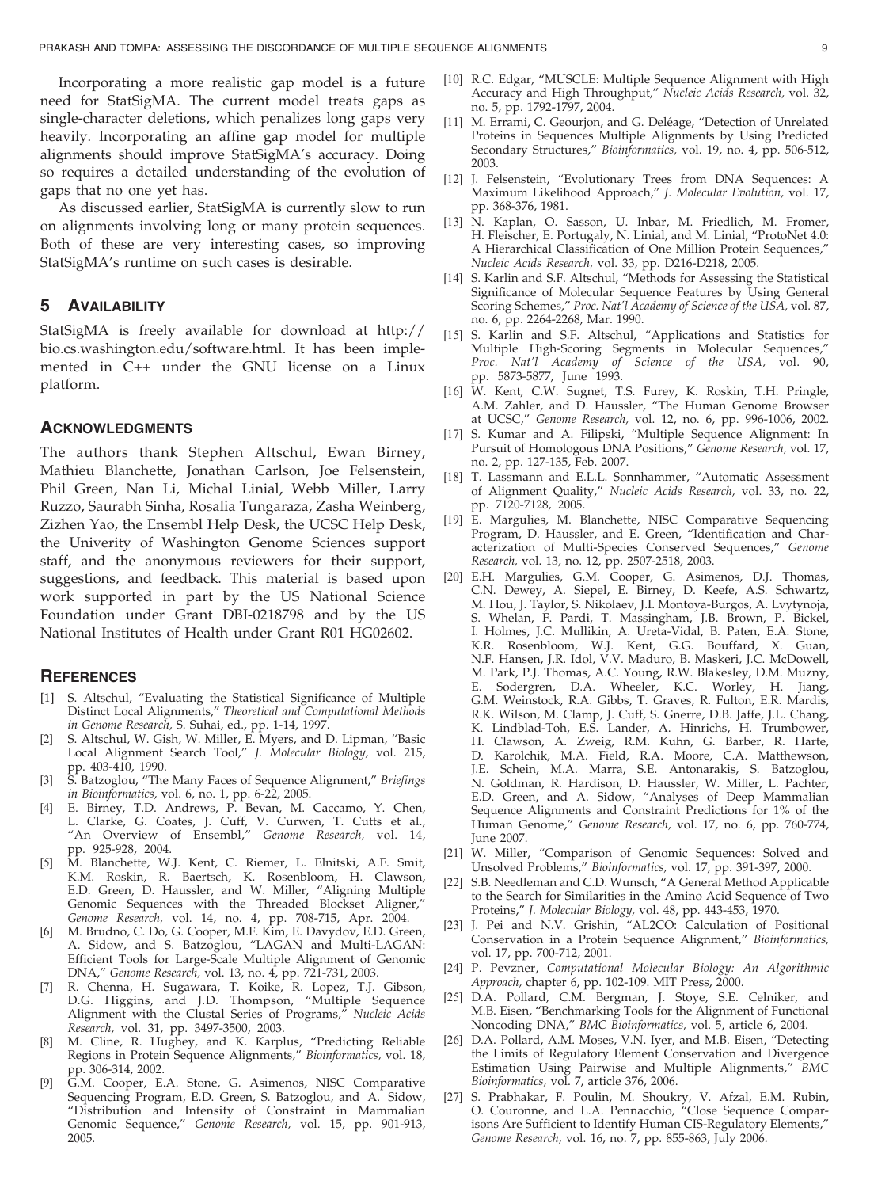Incorporating a more realistic gap model is a future need for StatSigMA. The current model treats gaps as single-character deletions, which penalizes long gaps very heavily. Incorporating an affine gap model for multiple alignments should improve StatSigMA's accuracy. Doing so requires a detailed understanding of the evolution of gaps that no one yet has.

As discussed earlier, StatSigMA is currently slow to run on alignments involving long or many protein sequences. Both of these are very interesting cases, so improving StatSigMA's runtime on such cases is desirable.

## 5 Availability

StatSigMA is freely available for download at http://bio.cs.washington.edu/software.html. It has been implemented in C++ under the GNU license on a Linux platform.

## Acknowledgments

The authors thank Stephen Altschul, Ewan Birney, Mathieu Blanchette, Jonathan Carlson, Joe Felsenstein, Phil Green, Nan Li, Michal Linial, Webb Miller, Larry Ruzzo, Saurabh Sinha, Rosalia Tungaraza, Zasha Weinberg, Zizhen Yao, the Ensembl Help Desk, the UCSC Help Desk, the Univerity of Washington Genome Sciences support staff, and the anonymous reviewers for their support, suggestions, and feedback. This material is based upon work supported in part by the US National Science Foundation under Grant DBI-0218798 and by the US National Institutes of Health under Grant R01 HG02602.

## References

[1] S. Altschul, "Evaluating the Statistical Significance of Multiple Distinct Local Alignments," *Theoretical and Computational Methods in Genome Research,* S. Suhai, ed., pp. 1-14, 1997.

[2] S. Altschul, W. Gish, W. Miller, E. Myers, and D. Lipman, "Basic Local Alignment Search Tool," *J. Molecular Biology,* vol. 215, pp. 403-410, 1990.

[3] S. Batzoglou, "The Many Faces of Sequence Alignment," *Briefings in Bioinformatics,* vol. 6, no. 1, pp. 6-22, 2005.

[4] E. Birney, T.D. Andrews, P. Bevan, M. Caccamo, Y. Chen, L. Clarke, G. Coates, J. Cuff, V. Curwen, T. Cutts et al., "An Overview of Ensembl," *Genome Research,* vol. 14, pp. 925-928, 2004.

[5] M. Blanchette, W.J. Kent, C. Riemer, L. Elnitski, A.F. Smit, K.M. Roskin, R. Baertsch, K. Rosenbloom, H. Clawson, E.D. Green, D. Haussler, and W. Miller, "Aligning Multiple Genomic Sequences with the Threaded Blockset Aligner," *Genome Research,* vol. 14, no. 4, pp. 708-715, Apr. 2004.

[6] M. Brudno, C. Do, G. Cooper, M.F. Kim, E. Davydov, E.D. Green, A. Sidow, and S. Batzoglou, "LAGAN and Multi-LAGAN: Efficient Tools for Large-Scale Multiple Alignment of Genomic DNA," *Genome Research,* vol. 13, no. 4, pp. 721-731, 2003.

[7] R. Chenna, H. Sugawara, T. Koike, R. Lopez, T.J. Gibson, D.G. Higgins, and J.D. Thompson, "Multiple Sequence Alignment with the Clustal Series of Programs," *Nucleic Acids Research,* vol. 31, pp. 3497-3500, 2003.

[8] M. Cline, R. Hughey, and K. Karplus, "Predicting Reliable Regions in Protein Sequence Alignments," *Bioinformatics,* vol. 18, pp. 306-314, 2002.

[9] G.M. Cooper, E.A. Stone, G. Asimenos, NISC Comparative Sequencing Program, E.D. Green, S. Batzoglou, and A. Sidow, "Distribution and Intensity of Constraint in Mammalian Genomic Sequence," *Genome Research,* vol. 15, pp. 901-913, 2005.

[10] R.C. Edgar, "MUSCLE: Multiple Sequence Alignment with High Accuracy and High Throughput," *Nucleic Acids Research,* vol. 32, no. 5, pp. 1792-1797, 2004.

[11] M. Errami, C. Geourjon, and G. Deléage, "Detection of Unrelated Proteins in Sequences Multiple Alignments by Using Predicted Secondary Structures," *Bioinformatics,* vol. 19, no. 4, pp. 506-512, 2003.

[12] J. Felsenstein, "Evolutionary Trees from DNA Sequences: A Maximum Likelihood Approach," *J. Molecular Evolution,* vol. 17, pp. 368-376, 1981.

[13] N. Kaplan, O. Sasson, U. Inbar, M. Friedlich, M. Fromer, H. Fleischer, E. Portugaly, N. Linial, and M. Linial, "ProtoNet 4.0: A Hierarchical Classification of One Million Protein Sequences," *Nucleic Acids Research,* vol. 33, pp. D216-D218, 2005.

[14] S. Karlin and S.F. Altschul, "Methods for Assessing the Statistical Significance of Molecular Sequence Features by Using General Scoring Schemes," *Proc. Nat'l Academy of Science of the USA,* vol. 87, no. 6, pp. 2264-2268, Mar. 1990.

[15] S. Karlin and S.F. Altschul, "Applications and Statistics for Multiple High-Scoring Segments in Molecular Sequences," *Proc. Nat'l Academy of Science of the USA,* vol. 90, pp. 5873-5877, June 1993.

[16] W. Kent, C.W. Sugnet, T.S. Furey, K. Roskin, T.H. Pringle, A.M. Zahler, and D. Haussler, "The Human Genome Browser at UCSC," *Genome Research,* vol. 12, no. 6, pp. 996-1006, 2002.

[17] S. Kumar and A. Filipski, "Multiple Sequence Alignment: In Pursuit of Homologous DNA Positions," *Genome Research,* vol. 17, no. 2, pp. 127-135, Feb. 2007.

[18] T. Lassmann and E.L.L. Sonnhammer, "Automatic Assessment of Alignment Quality," *Nucleic Acids Research,* vol. 33, no. 22, pp. 7120-7128, 2005.

[19] E. Margulies, M. Blanchette, NISC Comparative Sequencing Program, D. Haussler, and E. Green, "Identification and Characterization of Multi-Species Conserved Sequences," *Genome Research,* vol. 13, no. 12, pp. 2507-2518, 2003.

[20] E.H. Margulies, G.M. Cooper, G. Asimenos, D.J. Thomas, C.N. Dewey, A. Siepel, E. Birney, D. Keefe, A.S. Schwartz, M. Hou, J. Taylor, S. Nikolaev, J.I. Montoya-Burgos, A. Lvytynoja, S. Whelan, F. Pardi, T. Massingham, J.B. Brown, P. Bickel, I. Holmes, J.C. Mullikin, A. Ureta-Vidal, B. Paten, E.A. Stone, K.R. Rosenbloom, W.J. Kent, G.G. Bouffard, X. Guan, N.F. Hansen, J.R. Idol, V.V. Maduro, B. Maskeri, J.C. McDowell, M. Park, P.J. Thomas, A.C. Young, R.W. Blakesley, D.M. Muzny, E. Sodergren, D.A. Wheeler, K.C. Worley, H. Jiang, G.M. Weinstock, R.A. Gibbs, T. Graves, R. Fulton, E.R. Mardis, R.K. Wilson, M. Clamp, J. Cuff, S. Gnerre, D.B. Jaffe, J.L. Chang, K. Lindblad-Toh, E.S. Lander, A. Hinrichs, H. Trumbower, H. Clawson, A. Zweig, R.M. Kuhn, G. Barber, R. Harte, D. Karolchik, M.A. Field, R.A. Moore, C.A. Matthewson, J.E. Schein, M.A. Marra, S.E. Antonarakis, S. Batzoglou, N. Goldman, R. Hardison, D. Haussler, W. Miller, L. Pachter, E.D. Green, and A. Sidow, "Analyses of Deep Mammalian Sequence Alignments and Constraint Predictions for 1% of the Human Genome," *Genome Research,* vol. 17, no. 6, pp. 760-774, June 2007.

[21] W. Miller, "Comparison of Genomic Sequences: Solved and Unsolved Problems," *Bioinformatics,* vol. 17, pp. 391-397, 2000.

[22] S.B. Needleman and C.D. Wunsch, "A General Method Applicable to the Search for Similarities in the Amino Acid Sequence of Two Proteins," *J. Molecular Biology,* vol. 48, pp. 443-453, 1970.

[23] J. Pei and N.V. Grishin, "AL2CO: Calculation of Positional Conservation in a Protein Sequence Alignment," *Bioinformatics,* vol. 17, pp. 700-712, 2001.

[24] P. Pevzner, *Computational Molecular Biology: An Algorithmic Approach,* chapter 6, pp. 102-109. MIT Press, 2000.

[25] D.A. Pollard, C.M. Bergman, J. Stoye, S.E. Celniker, and M.B. Eisen, "Benchmarking Tools for the Alignment of Functional Noncoding DNA," *BMC Bioinformatics,* vol. 5, article 6, 2004.

[26] D.A. Pollard, A.M. Moses, V.N. Iyer, and M.B. Eisen, "Detecting the Limits of Regulatory Element Conservation and Divergence Estimation Using Pairwise and Multiple Alignments," *BMC Bioinformatics,* vol. 7, article 376, 2006.

[27] S. Prabhakar, F. Poulin, M. Shoukry, V. Afzal, E.M. Rubin, O. Couronne, and L.A. Pennacchio, "Close Sequence Comparisons Are Sufficient to Identify Human CIS-Regulatory Elements," *Genome Research,* vol. 16, no. 7, pp. 855-863, July 2006.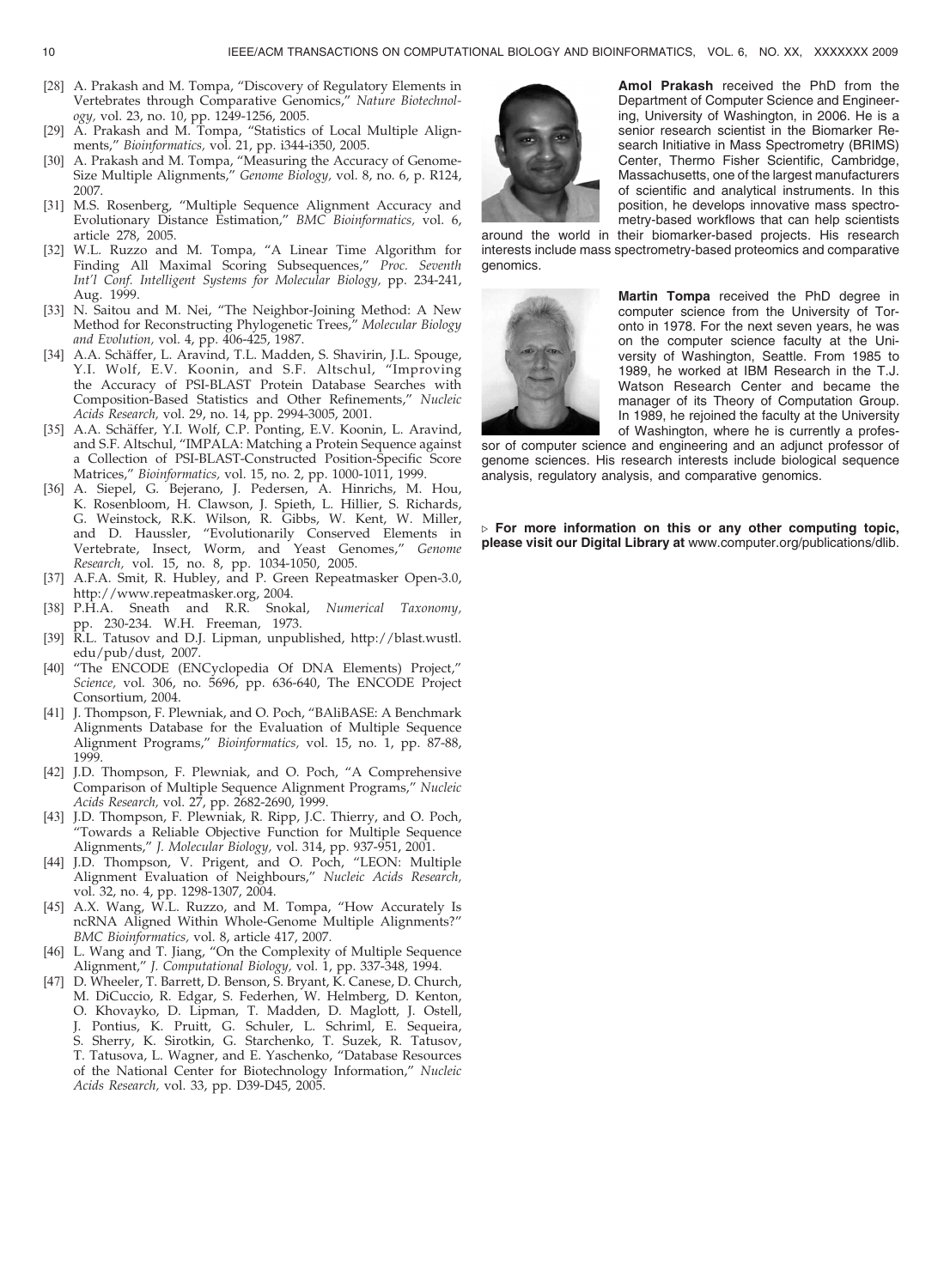[28] A. Prakash and M. Tompa, "Discovery of Regulatory Elements in Vertebrates through Comparative Genomics," *Nature Biotechnology,* vol. 23, no. 10, pp. 1249-1256, 2005.

[29] A. Prakash and M. Tompa, "Statistics of Local Multiple Alignments," *Bioinformatics,* vol. 21, pp. i344-i350, 2005.

[30] A. Prakash and M. Tompa, "Measuring the Accuracy of Genome-Size Multiple Alignments," *Genome Biology,* vol. 8, no. 6, p. R124, 2007.

[31] M.S. Rosenberg, "Multiple Sequence Alignment Accuracy and Evolutionary Distance Estimation," *BMC Bioinformatics,* vol. 6, article 278, 2005.

[32] W.L. Ruzzo and M. Tompa, "A Linear Time Algorithm for Finding All Maximal Scoring Subsequences," *Proc. Seventh Int'l Conf. Intelligent Systems for Molecular Biology,* pp. 234-241, Aug. 1999.

[33] N. Saitou and M. Nei, "The Neighbor-Joining Method: A New Method for Reconstructing Phylogenetic Trees," *Molecular Biology and Evolution,* vol. 4, pp. 406-425, 1987.

[34] A.A. Schäffer, L. Aravind, T.L. Madden, S. Shavirin, J.L. Spouge, Y.I. Wolf, E.V. Koonin, and S.F. Altschul, "Improving the Accuracy of PSI-BLAST Protein Database Searches with Composition-Based Statistics and Other Refinements," *Nucleic Acids Research,* vol. 29, no. 14, pp. 2994-3005, 2001.

[35] A.A. Schäffer, Y.I. Wolf, C.P. Ponting, E.V. Koonin, L. Aravind, and S.F. Altschul, "IMPALA: Matching a Protein Sequence against a Collection of PSI-BLAST-Constructed Position-Specific Score Matrices," *Bioinformatics,* vol. 15, no. 2, pp. 1000-1011, 1999.

[36] A. Siepel, G. Bejerano, J. Pedersen, A. Hinrichs, M. Hou, K. Rosenbloom, H. Clawson, J. Spieth, L. Hillier, S. Richards, G. Weinstock, R.K. Wilson, R. Gibbs, W. Kent, W. Miller, and D. Haussler, "Evolutionarily Conserved Elements in Vertebrate, Insect, Worm, and Yeast Genomes," *Genome Research,* vol. 15, no. 8, pp. 1034-1050, 2005.

[37] A.F.A. Smit, R. Hubley, and P. Green Repeatmasker Open-3.0, http://www.repeatmasker.org, 2004.

[38] P.H.A. Sneath and R.R. Snokal, *Numerical Taxonomy,* pp. 230-234. W.H. Freeman, 1973.

[39] R.L. Tatusov and D.J. Lipman, unpublished, http://blast.wustl.edu/pub/dust, 2007.

[40] "The ENCODE (ENCyclopedia Of DNA Elements) Project," *Science,* vol. 306, no. 5696, pp. 636-640, The ENCODE Project Consortium, 2004.

[41] J. Thompson, F. Plewniak, and O. Poch, "BAliBASE: A Benchmark Alignments Database for the Evaluation of Multiple Sequence Alignment Programs," *Bioinformatics,* vol. 15, no. 1, pp. 87-88, 1999.

[42] J.D. Thompson, F. Plewniak, and O. Poch, "A Comprehensive Comparison of Multiple Sequence Alignment Programs," *Nucleic Acids Research,* vol. 27, pp. 2682-2690, 1999.

[43] J.D. Thompson, F. Plewniak, R. Ripp, J.C. Thierry, and O. Poch, "Towards a Reliable Objective Function for Multiple Sequence Alignments," *J. Molecular Biology,* vol. 314, pp. 937-951, 2001.

[44] J.D. Thompson, V. Prigent, and O. Poch, "LEON: Multiple Alignment Evaluation of Neighbours," *Nucleic Acids Research,* vol. 32, no. 4, pp. 1298-1307, 2004.

[45] A.X. Wang, W.L. Ruzzo, and M. Tompa, "How Accurately Is ncRNA Aligned Within Whole-Genome Multiple Alignments?" *BMC Bioinformatics,* vol. 8, article 417, 2007.

[46] L. Wang and T. Jiang, "On the Complexity of Multiple Sequence Alignment," *J. Computational Biology,* vol. 1, pp. 337-348, 1994.

[47] D. Wheeler, T. Barrett, D. Benson, S. Bryant, K. Canese, D. Church, M. DiCuccio, R. Edgar, S. Federhen, W. Helmberg, D. Kenton, O. Khovayko, D. Lipman, T. Madden, D. Maglott, J. Ostell, J. Pontius, K. Pruitt, G. Schuler, L. Schriml, E. Sequeira, S. Sherry, K. Sirotkin, G. Starchenko, T. Suzek, R. Tatusov, T. Tatusova, L. Wagner, and E. Yaschenko, "Database Resources of the National Center for Biotechnology Information," *Nucleic Acids Research,* vol. 33, pp. D39-D45, 2005.

**Amol Prakash** received the PhD from the Department of Computer Science and Engineering, University of Washington, in 2006. He is a senior research scientist in the Biomarker Research Initiative in Mass Spectrometry (BRIMS) Center, Thermo Fisher Scientific, Cambridge, Massachusetts, one of the largest manufacturers of scientific and analytical instruments. In this position, he develops innovative mass spectrometry-based workflows that can help scientists around the world in their biomarker-based projects. His research interests include mass spectrometry-based proteomics and comparative genomics.

**Martin Tompa** received the PhD degree in computer science from the University of Toronto in 1978. For the next seven years, he was on the computer science faculty at the University of Washington, Seattle. From 1985 to 1989, he worked at IBM Research in the T.J. Watson Research Center and became the manager of its Theory of Computation Group. In 1989, he rejoined the faculty at the University of Washington, where he is currently a professor of computer science and engineering and an adjunct professor of genome sciences. His research interests include biological sequence analysis, regulatory analysis, and comparative genomics.

▷ **For more information on this or any other computing topic, please visit our Digital Library at** www.computer.org/publications/dlib.